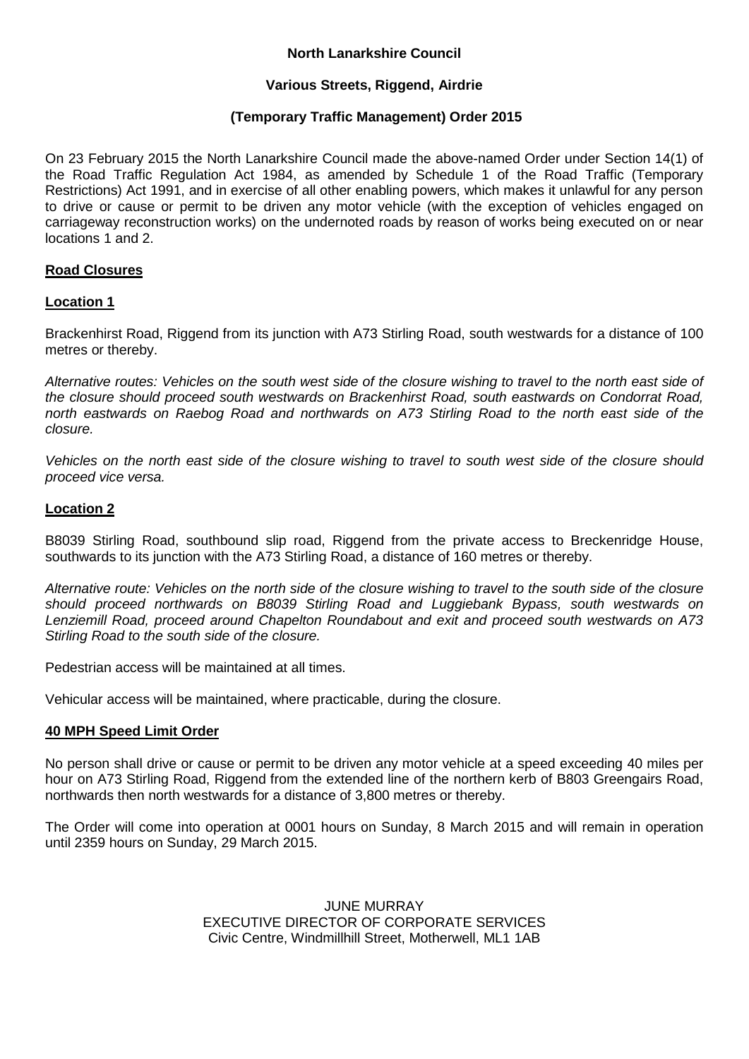**North Lanarkshire Council**

**Various Streets, Riggend, Airdrie**

**(Temporary Traffic Management) Order 2015**

On 23 February 2015 the North Lanarkshire Council made the above-named Order under Section 14(1) of the Road Traffic Regulation Act 1984, as amended by Schedule 1 of the Road Traffic (Temporary Restrictions) Act 1991, and in exercise of all other enabling powers, which makes it unlawful for any person to drive or cause or permit to be driven any motor vehicle (with the exception of vehicles engaged on carriageway reconstruction works) on the undernoted roads by reason of works being executed on or near locations 1 and 2.

## Road Closures

### Location 1

Brackenhirst Road, Riggend from its junction with A73 Stirling Road, south westwards for a distance of 100 metres or thereby.

*Alternative routes: Vehicles on the south west side of the closure wishing to travel to the north east side of the closure should proceed south westwards on Brackenhirst Road, south eastwards on Condorrat Road, north eastwards on Raebog Road and northwards on A73 Stirling Road to the north east side of the closure.*

*Vehicles on the north east side of the closure wishing to travel to south west side of the closure should proceed vice versa.*

### Location 2

B8039 Stirling Road, southbound slip road, Riggend from the private access to Breckenridge House, southwards to its junction with the A73 Stirling Road, a distance of 160 metres or thereby.

*Alternative route: Vehicles on the north side of the closure wishing to travel to the south side of the closure should proceed northwards on B8039 Stirling Road and Luggiebank Bypass, south westwards on Lenziemill Road, proceed around Chapelton Roundabout and exit and proceed south westwards on A73 Stirling Road to the south side of the closure.*

Pedestrian access will be maintained at all times.

Vehicular access will be maintained, where practicable, during the closure.

## 40 MPH Speed Limit Order

No person shall drive or cause or permit to be driven any motor vehicle at a speed exceeding 40 miles per hour on A73 Stirling Road, Riggend from the extended line of the northern kerb of B803 Greengairs Road, northwards then north westwards for a distance of 3,800 metres or thereby.

The Order will come into operation at 0001 hours on Sunday, 8 March 2015 and will remain in operation until 2359 hours on Sunday, 29 March 2015.

JUNE MURRAY
EXECUTIVE DIRECTOR OF CORPORATE SERVICES
Civic Centre, Windmillhill Street, Motherwell, ML1 1AB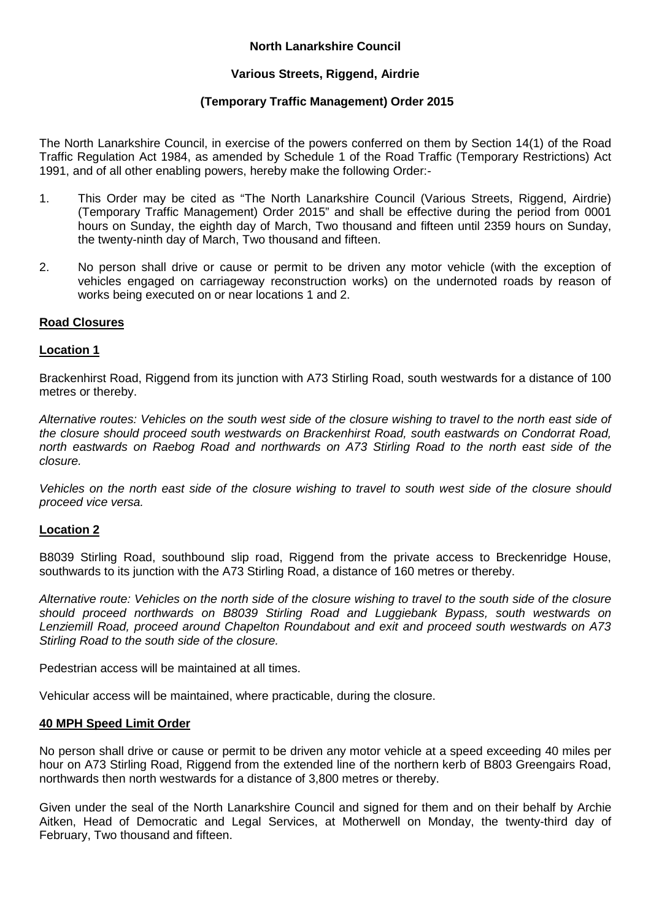**North Lanarkshire Council**

**Various Streets, Riggend, Airdrie**

**(Temporary Traffic Management) Order 2015**

The North Lanarkshire Council, in exercise of the powers conferred on them by Section 14(1) of the Road Traffic Regulation Act 1984, as amended by Schedule 1 of the Road Traffic (Temporary Restrictions) Act 1991, and of all other enabling powers, hereby make the following Order:-

1. This Order may be cited as "The North Lanarkshire Council (Various Streets, Riggend, Airdrie) (Temporary Traffic Management) Order 2015" and shall be effective during the period from 0001 hours on Sunday, the eighth day of March, Two thousand and fifteen until 2359 hours on Sunday, the twenty-ninth day of March, Two thousand and fifteen.

2. No person shall drive or cause or permit to be driven any motor vehicle (with the exception of vehicles engaged on carriageway reconstruction works) on the undernoted roads by reason of works being executed on or near locations 1 and 2.

**Road Closures**

**Location 1**

Brackenhirst Road, Riggend from its junction with A73 Stirling Road, south westwards for a distance of 100 metres or thereby.

*Alternative routes: Vehicles on the south west side of the closure wishing to travel to the north east side of the closure should proceed south westwards on Brackenhirst Road, south eastwards on Condorrat Road, north eastwards on Raebog Road and northwards on A73 Stirling Road to the north east side of the closure.*

*Vehicles on the north east side of the closure wishing to travel to south west side of the closure should proceed vice versa.*

**Location 2**

B8039 Stirling Road, southbound slip road, Riggend from the private access to Breckenridge House, southwards to its junction with the A73 Stirling Road, a distance of 160 metres or thereby.

*Alternative route: Vehicles on the north side of the closure wishing to travel to the south side of the closure should proceed northwards on B8039 Stirling Road and Luggiebank Bypass, south westwards on Lenziemill Road, proceed around Chapelton Roundabout and exit and proceed south westwards on A73 Stirling Road to the south side of the closure.*

Pedestrian access will be maintained at all times.

Vehicular access will be maintained, where practicable, during the closure.

**40 MPH Speed Limit Order**

No person shall drive or cause or permit to be driven any motor vehicle at a speed exceeding 40 miles per hour on A73 Stirling Road, Riggend from the extended line of the northern kerb of B803 Greengairs Road, northwards then north westwards for a distance of 3,800 metres or thereby.

Given under the seal of the North Lanarkshire Council and signed for them and on their behalf by Archie Aitken, Head of Democratic and Legal Services, at Motherwell on Monday, the twenty-third day of February, Two thousand and fifteen.